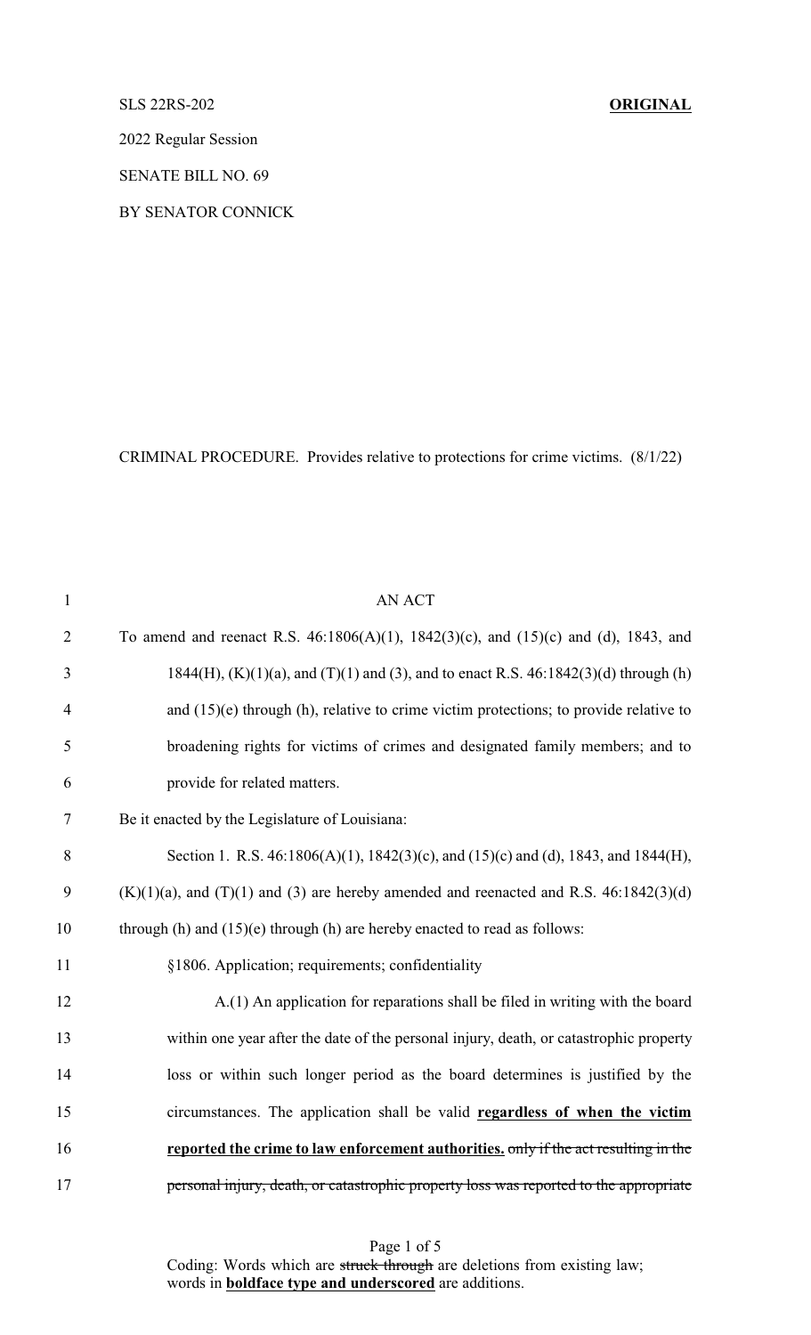SLS 22RS-202 **ORIGINAL**

2022 Regular Session

SENATE BILL NO. 69

BY SENATOR CONNICK

CRIMINAL PROCEDURE. Provides relative to protections for crime victims. (8/1/22)

AN ACT

To amend and reenact R.S. 46:1806(A)(1), 1842(3)(c), and (15)(c) and (d), 1843, and 1844(H), (K)(1)(a), and (T)(1) and (3), and to enact R.S. 46:1842(3)(d) through (h) and (15)(e) through (h), relative to crime victim protections; to provide relative to broadening rights for victims of crimes and designated family members; and to provide for related matters.

Be it enacted by the Legislature of Louisiana:

Section 1. R.S. 46:1806(A)(1), 1842(3)(c), and (15)(c) and (d), 1843, and 1844(H), (K)(1)(a), and (T)(1) and (3) are hereby amended and reenacted and R.S. 46:1842(3)(d) through (h) and (15)(e) through (h) are hereby enacted to read as follows:

§1806. Application; requirements; confidentiality

A.(1) An application for reparations shall be filed in writing with the board within one year after the date of the personal injury, death, or catastrophic property loss or within such longer period as the board determines is justified by the circumstances. The application shall be valid **regardless of when the victim reported the crime to law enforcement authorities.** ~~only if the act resulting in the personal injury, death, or catastrophic property loss was reported to the appropriate~~

Coding: Words which are ~~struck through~~ are deletions from existing law; words in **boldface type and underscored** are additions.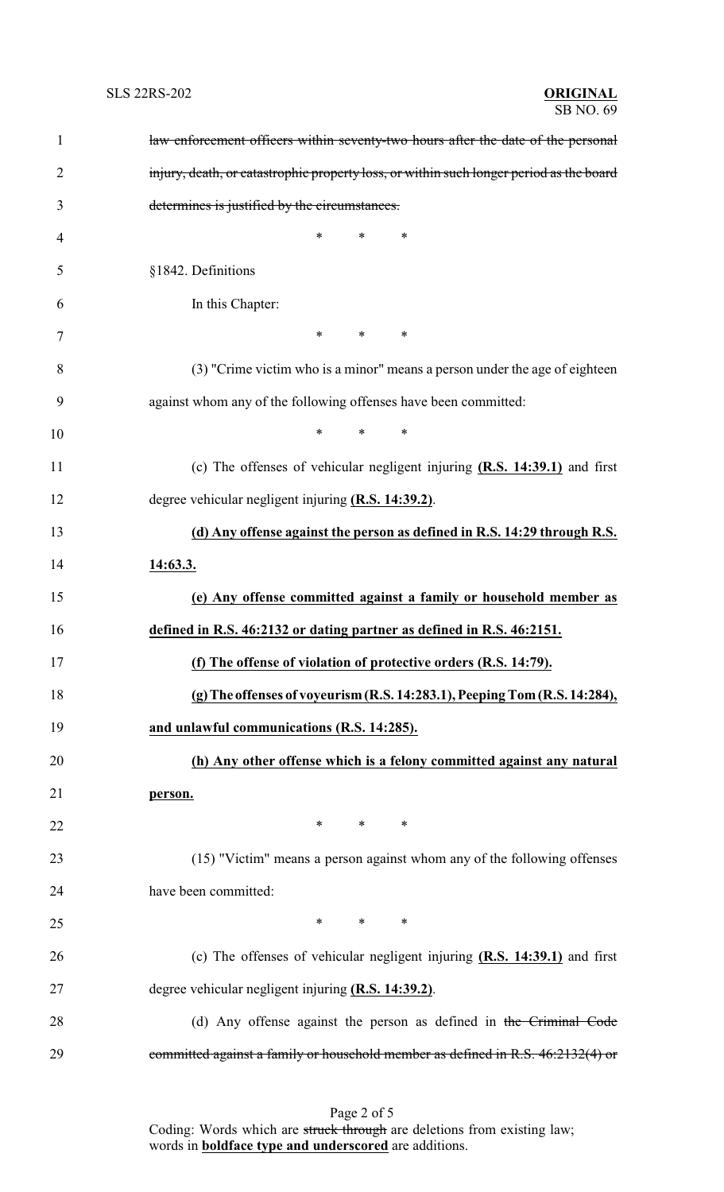~~law enforcement officers within seventy-two hours after the date of the personal injury, death, or catastrophic property loss, or within such longer period as the board determines is justified by the circumstances.~~

\* \* \*

§1842. Definitions

In this Chapter:

\* \* \*

(3) "Crime victim who is a minor" means a person under the age of eighteen against whom any of the following offenses have been committed:

\* \* \*

(c) The offenses of vehicular negligent injuring **(R.S. 14:39.1)** and first degree vehicular negligent injuring **(R.S. 14:39.2)**.

**(d) Any offense against the person as defined in R.S. 14:29 through R.S. 14:63.3.**

**(e) Any offense committed against a family or household member as defined in R.S. 46:2132 or dating partner as defined in R.S. 46:2151.**

**(f) The offense of violation of protective orders (R.S. 14:79).**

**(g) The offenses of voyeurism (R.S. 14:283.1), Peeping Tom (R.S. 14:284), and unlawful communications (R.S. 14:285).**

**(h) Any other offense which is a felony committed against any natural person.**

\* \* \*

(15) "Victim" means a person against whom any of the following offenses have been committed:

\* \* \*

(c) The offenses of vehicular negligent injuring **(R.S. 14:39.1)** and first degree vehicular negligent injuring **(R.S. 14:39.2)**.

(d) Any offense against the person as defined in ~~the Criminal Code committed against a family or household member as defined in R.S. 46:2132(4) or~~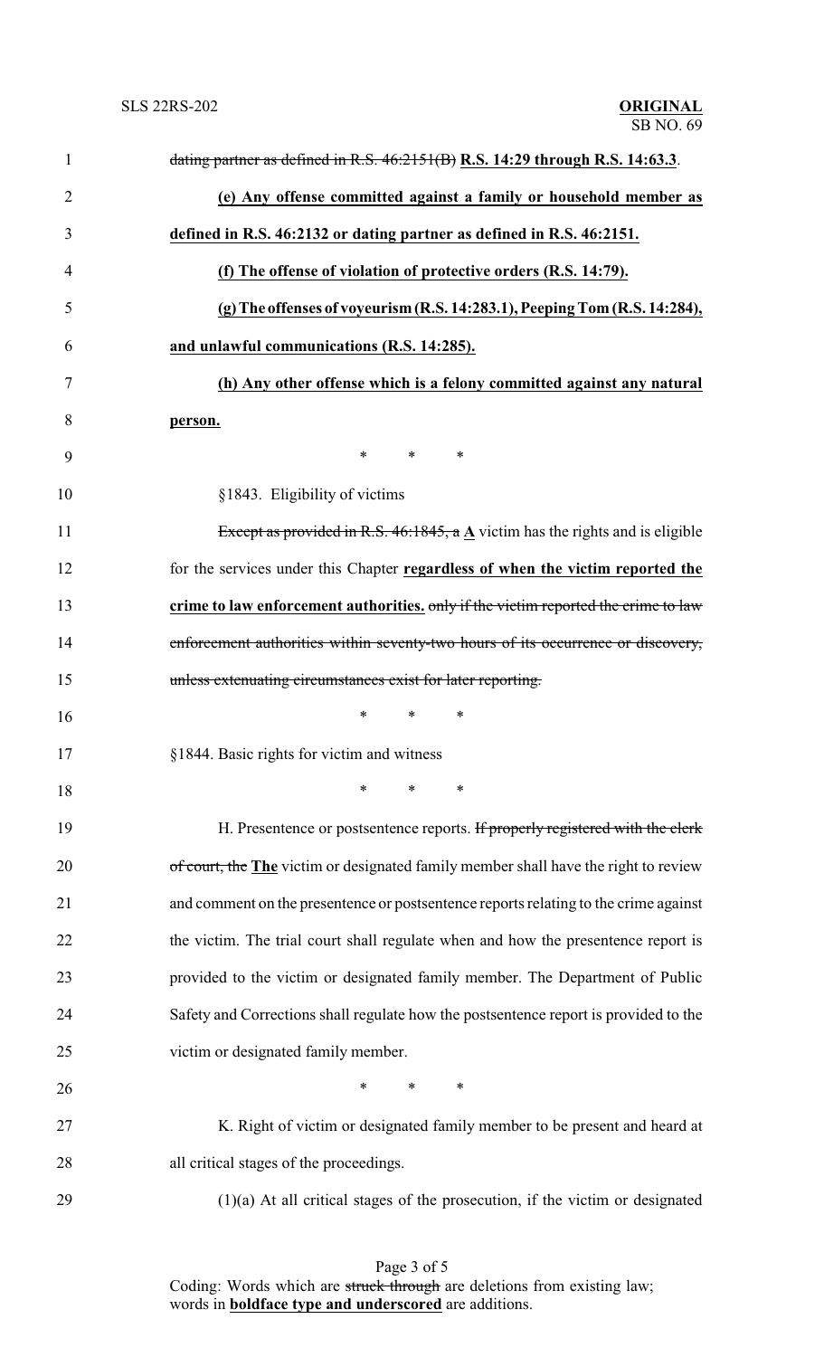~~dating partner as defined in R.S. 46:2151(B)~~ **<u>R.S. 14:29 through R.S. 14:63.3</u>**.

**<u>(e) Any offense committed against a family or household member as defined in R.S. 46:2132 or dating partner as defined in R.S. 46:2151.</u>**

**<u>(f) The offense of violation of protective orders (R.S. 14:79).</u>**

**<u>(g) The offenses of voyeurism (R.S. 14:283.1), Peeping Tom (R.S. 14:284), and unlawful communications (R.S. 14:285).</u>**

**<u>(h) Any other offense which is a felony committed against any natural person.</u>**

\* \* \*

§1843. Eligibility of victims

~~Except as provided in R.S. 46:1845, a~~ **<u>A</u>** victim has the rights and is eligible for the services under this Chapter **<u>regardless of when the victim reported the crime to law enforcement authorities.</u>** ~~only if the victim reported the crime to law enforcement authorities within seventy-two hours of its occurrence or discovery, unless extenuating circumstances exist for later reporting.~~

\* \* \*

§1844. Basic rights for victim and witness

\* \* \*

H. Presentence or postsentence reports. ~~If properly registered with the clerk of court, the~~ **<u>The</u>** victim or designated family member shall have the right to review and comment on the presentence or postsentence reports relating to the crime against the victim. The trial court shall regulate when and how the presentence report is provided to the victim or designated family member. The Department of Public Safety and Corrections shall regulate how the postsentence report is provided to the victim or designated family member.

\* \* \*

K. Right of victim or designated family member to be present and heard at all critical stages of the proceedings.

(1)(a) At all critical stages of the prosecution, if the victim or designated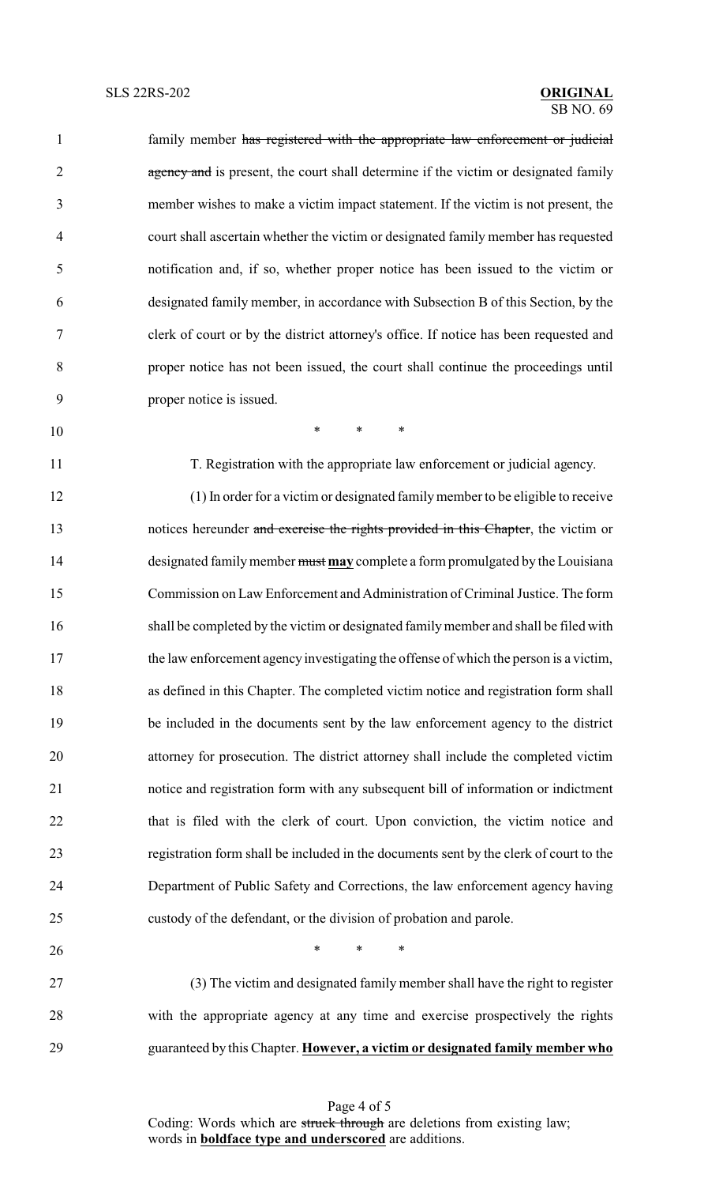family member ~~has registered with the appropriate law enforcement or judicial agency and~~ is present, the court shall determine if the victim or designated family member wishes to make a victim impact statement. If the victim is not present, the court shall ascertain whether the victim or designated family member has requested notification and, if so, whether proper notice has been issued to the victim or designated family member, in accordance with Subsection B of this Section, by the clerk of court or by the district attorney's office. If notice has been requested and proper notice has not been issued, the court shall continue the proceedings until proper notice is issued.

\* \* \*

T. Registration with the appropriate law enforcement or judicial agency.

(1) In order for a victim or designated family member to be eligible to receive notices hereunder ~~and exercise the rights provided in this Chapter~~, the victim or designated family member ~~must~~ **<u>may</u>** complete a form promulgated by the Louisiana Commission on Law Enforcement and Administration of Criminal Justice. The form shall be completed by the victim or designated family member and shall be filed with the law enforcement agency investigating the offense of which the person is a victim, as defined in this Chapter. The completed victim notice and registration form shall be included in the documents sent by the law enforcement agency to the district attorney for prosecution. The district attorney shall include the completed victim notice and registration form with any subsequent bill of information or indictment that is filed with the clerk of court. Upon conviction, the victim notice and registration form shall be included in the documents sent by the clerk of court to the Department of Public Safety and Corrections, the law enforcement agency having custody of the defendant, or the division of probation and parole.

\* \* \*

(3) The victim and designated family member shall have the right to register with the appropriate agency at any time and exercise prospectively the rights guaranteed by this Chapter. **<u>However, a victim or designated family member who</u>**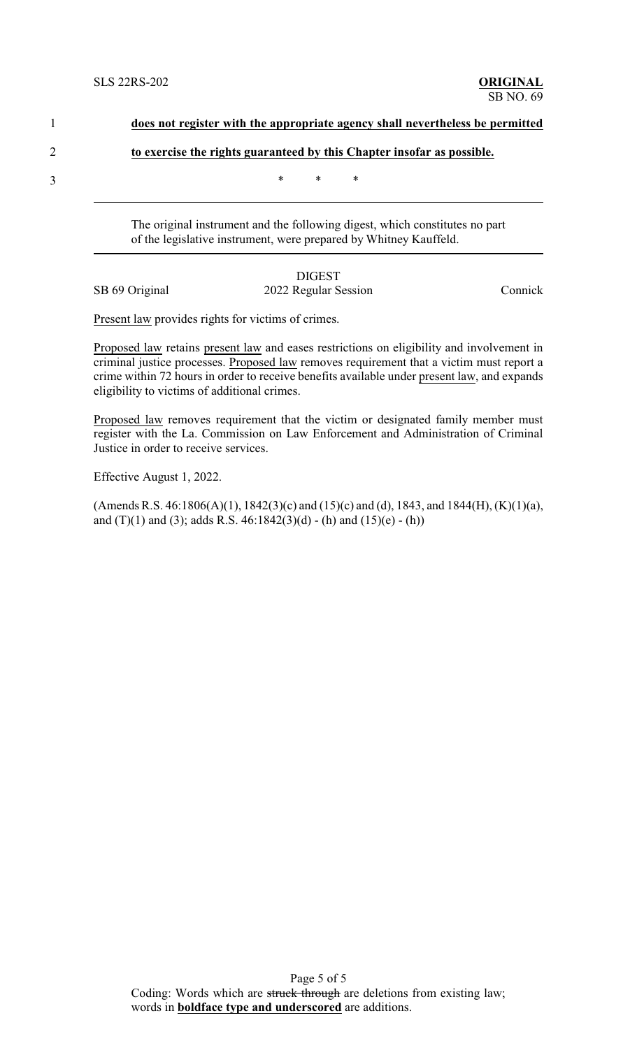**<u>does not register with the appropriate agency shall nevertheless be permitted to exercise the rights guaranteed by this Chapter insofar as possible.</u>**

\* \* \*

The original instrument and the following digest, which constitutes no part of the legislative instrument, were prepared by Whitney Kauffeld.

DIGEST

SB 69 Original — 2022 Regular Session — Connick

<u>Present law</u> provides rights for victims of crimes.

<u>Proposed law</u> retains <u>present law</u> and eases restrictions on eligibility and involvement in criminal justice processes. <u>Proposed law</u> removes requirement that a victim must report a crime within 72 hours in order to receive benefits available under <u>present law</u>, and expands eligibility to victims of additional crimes.

<u>Proposed law</u> removes requirement that the victim or designated family member must register with the La. Commission on Law Enforcement and Administration of Criminal Justice in order to receive services.

Effective August 1, 2022.

(Amends R.S. 46:1806(A)(1), 1842(3)(c) and (15)(c) and (d), 1843, and 1844(H), (K)(1)(a), and (T)(1) and (3); adds R.S. 46:1842(3)(d) - (h) and (15)(e) - (h))

Coding: Words which are ~~struck through~~ are deletions from existing law; words in **<u>boldface type and underscored</u>** are additions.